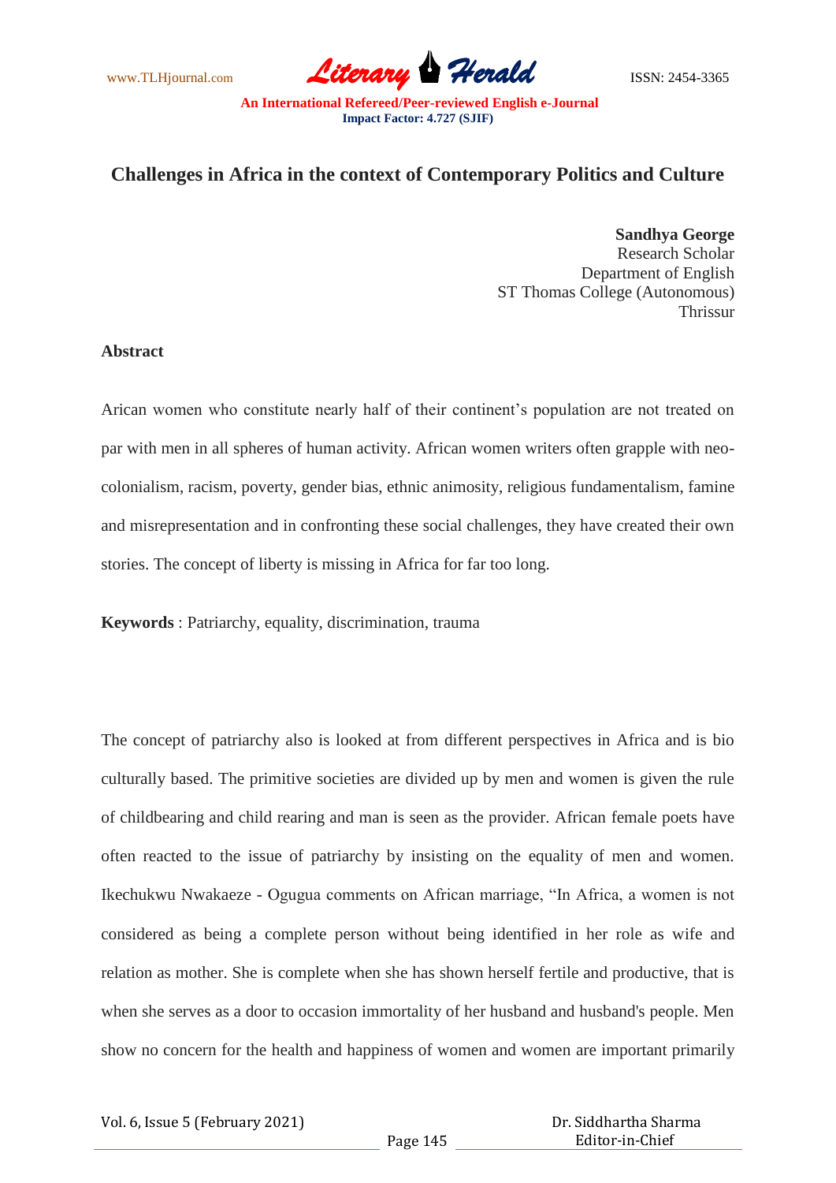# Challenges in Africa in the context of Contemporary Politics and Culture

**Sandhya George**
Research Scholar
Department of English
ST Thomas College (Autonomous)
Thrissur

## Abstract

Arican women who constitute nearly half of their continent's population are not treated on par with men in all spheres of human activity. African women writers often grapple with neo-colonialism, racism, poverty, gender bias, ethnic animosity, religious fundamentalism, famine and misrepresentation and in confronting these social challenges, they have created their own stories. The concept of liberty is missing in Africa for far too long.

**Keywords** : Patriarchy, equality, discrimination, trauma

The concept of patriarchy also is looked at from different perspectives in Africa and is bio culturally based. The primitive societies are divided up by men and women is given the rule of childbearing and child rearing and man is seen as the provider. African female poets have often reacted to the issue of patriarchy by insisting on the equality of men and women. Ikechukwu Nwakaeze - Ogugua comments on African marriage, "In Africa, a women is not considered as being a complete person without being identified in her role as wife and relation as mother. She is complete when she has shown herself fertile and productive, that is when she serves as a door to occasion immortality of her husband and husband's people. Men show no concern for the health and happiness of women and women are important primarily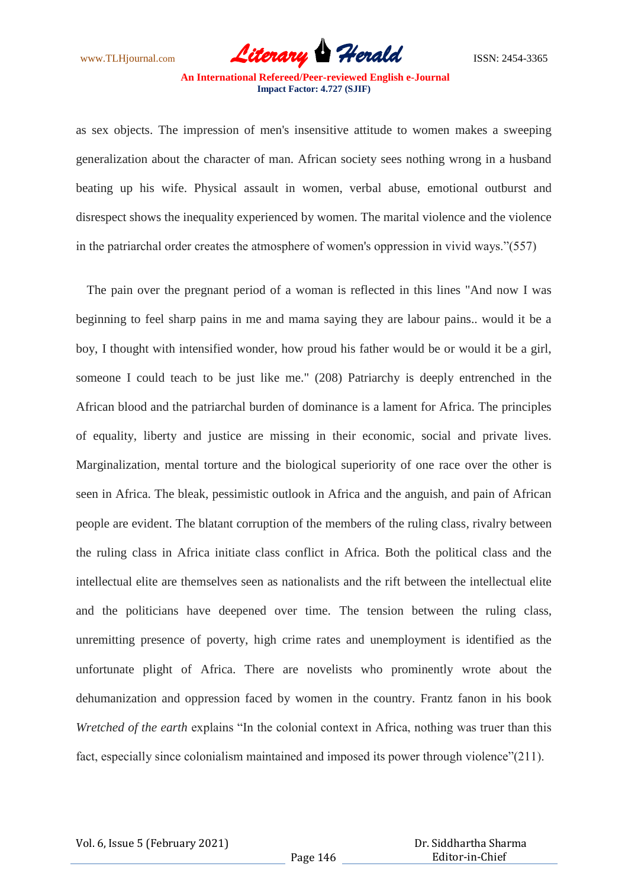as sex objects. The impression of men's insensitive attitude to women makes a sweeping generalization about the character of man. African society sees nothing wrong in a husband beating up his wife. Physical assault in women, verbal abuse, emotional outburst and disrespect shows the inequality experienced by women. The marital violence and the violence in the patriarchal order creates the atmosphere of women's oppression in vivid ways."(557)

The pain over the pregnant period of a woman is reflected in this lines "And now I was beginning to feel sharp pains in me and mama saying they are labour pains.. would it be a boy, I thought with intensified wonder, how proud his father would be or would it be a girl, someone I could teach to be just like me." (208) Patriarchy is deeply entrenched in the African blood and the patriarchal burden of dominance is a lament for Africa. The principles of equality, liberty and justice are missing in their economic, social and private lives. Marginalization, mental torture and the biological superiority of one race over the other is seen in Africa. The bleak, pessimistic outlook in Africa and the anguish, and pain of African people are evident. The blatant corruption of the members of the ruling class, rivalry between the ruling class in Africa initiate class conflict in Africa. Both the political class and the intellectual elite are themselves seen as nationalists and the rift between the intellectual elite and the politicians have deepened over time. The tension between the ruling class, unremitting presence of poverty, high crime rates and unemployment is identified as the unfortunate plight of Africa. There are novelists who prominently wrote about the dehumanization and oppression faced by women in the country. Frantz fanon in his book *Wretched of the earth* explains "In the colonial context in Africa, nothing was truer than this fact, especially since colonialism maintained and imposed its power through violence"(211).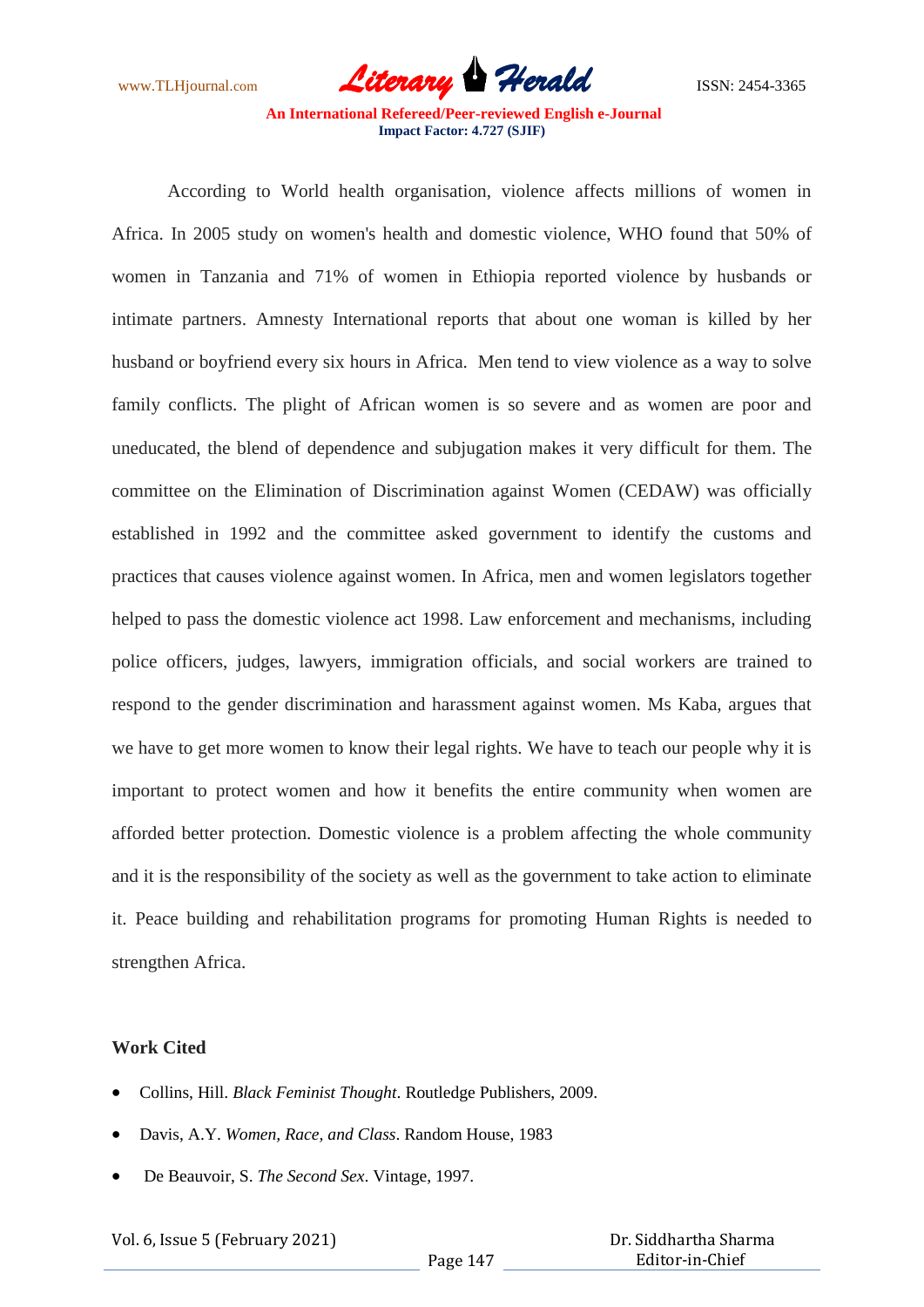According to World health organisation, violence affects millions of women in Africa. In 2005 study on women's health and domestic violence, WHO found that 50% of women in Tanzania and 71% of women in Ethiopia reported violence by husbands or intimate partners. Amnesty International reports that about one woman is killed by her husband or boyfriend every six hours in Africa. Men tend to view violence as a way to solve family conflicts. The plight of African women is so severe and as women are poor and uneducated, the blend of dependence and subjugation makes it very difficult for them. The committee on the Elimination of Discrimination against Women (CEDAW) was officially established in 1992 and the committee asked government to identify the customs and practices that causes violence against women. In Africa, men and women legislators together helped to pass the domestic violence act 1998. Law enforcement and mechanisms, including police officers, judges, lawyers, immigration officials, and social workers are trained to respond to the gender discrimination and harassment against women. Ms Kaba, argues that we have to get more women to know their legal rights. We have to teach our people why it is important to protect women and how it benefits the entire community when women are afforded better protection. Domestic violence is a problem affecting the whole community and it is the responsibility of the society as well as the government to take action to eliminate it. Peace building and rehabilitation programs for promoting Human Rights is needed to strengthen Africa.

**Work Cited**

- Collins, Hill. *Black Feminist Thought*. Routledge Publishers, 2009.
- Davis, A.Y. *Women, Race, and Class*. Random House, 1983
- De Beauvoir, S. *The Second Sex*. Vintage, 1997.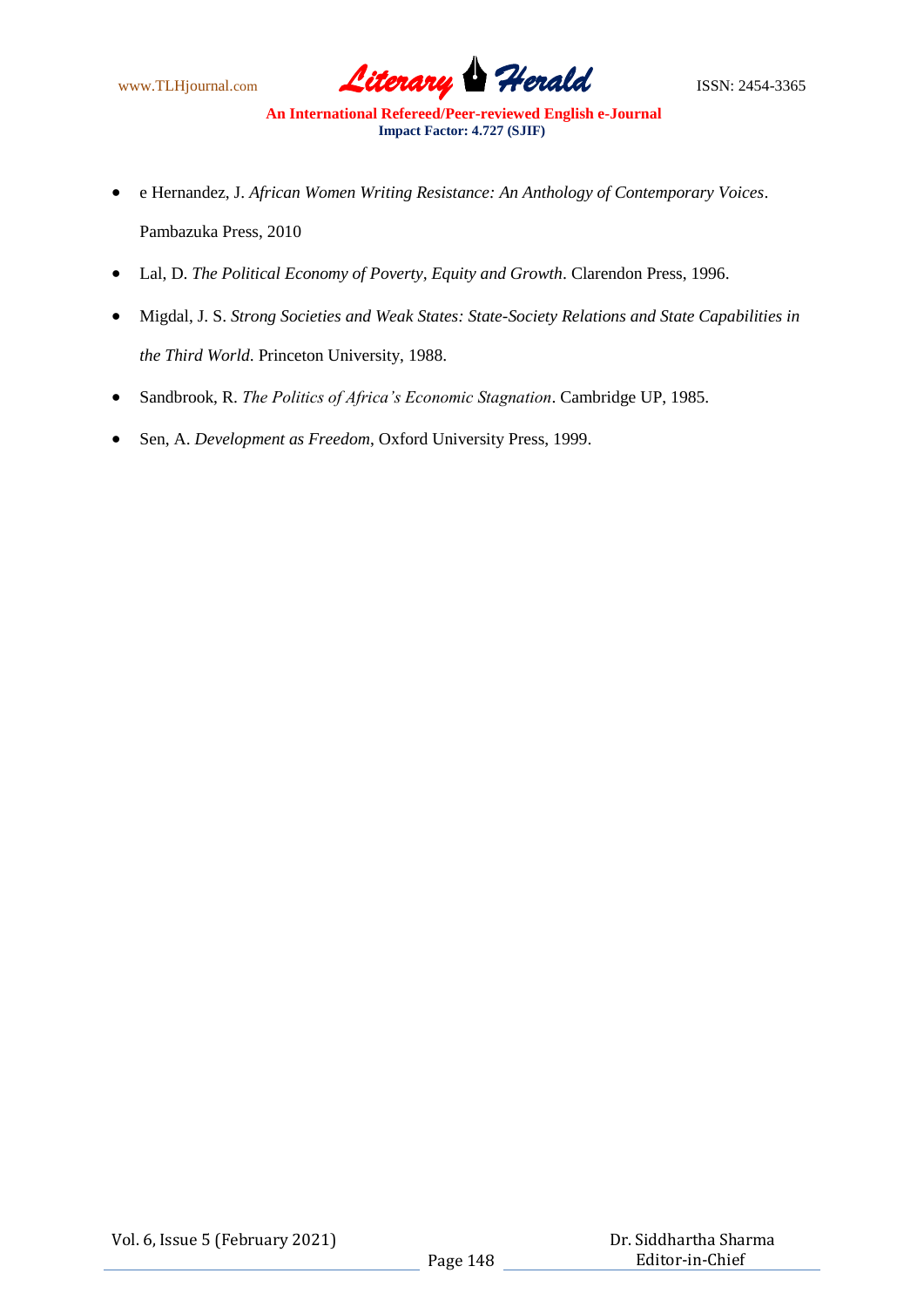- e Hernandez, J. *African Women Writing Resistance: An Anthology of Contemporary Voices*. Pambazuka Press, 2010
- Lal, D. *The Political Economy of Poverty, Equity and Growth*. Clarendon Press, 1996.
- Migdal, J. S. *Strong Societies and Weak States: State-Society Relations and State Capabilities in the Third World*. Princeton University, 1988.
- Sandbrook, R. *The Politics of Africa's Economic Stagnation*. Cambridge UP, 1985.
- Sen, A. *Development as Freedom*, Oxford University Press, 1999.